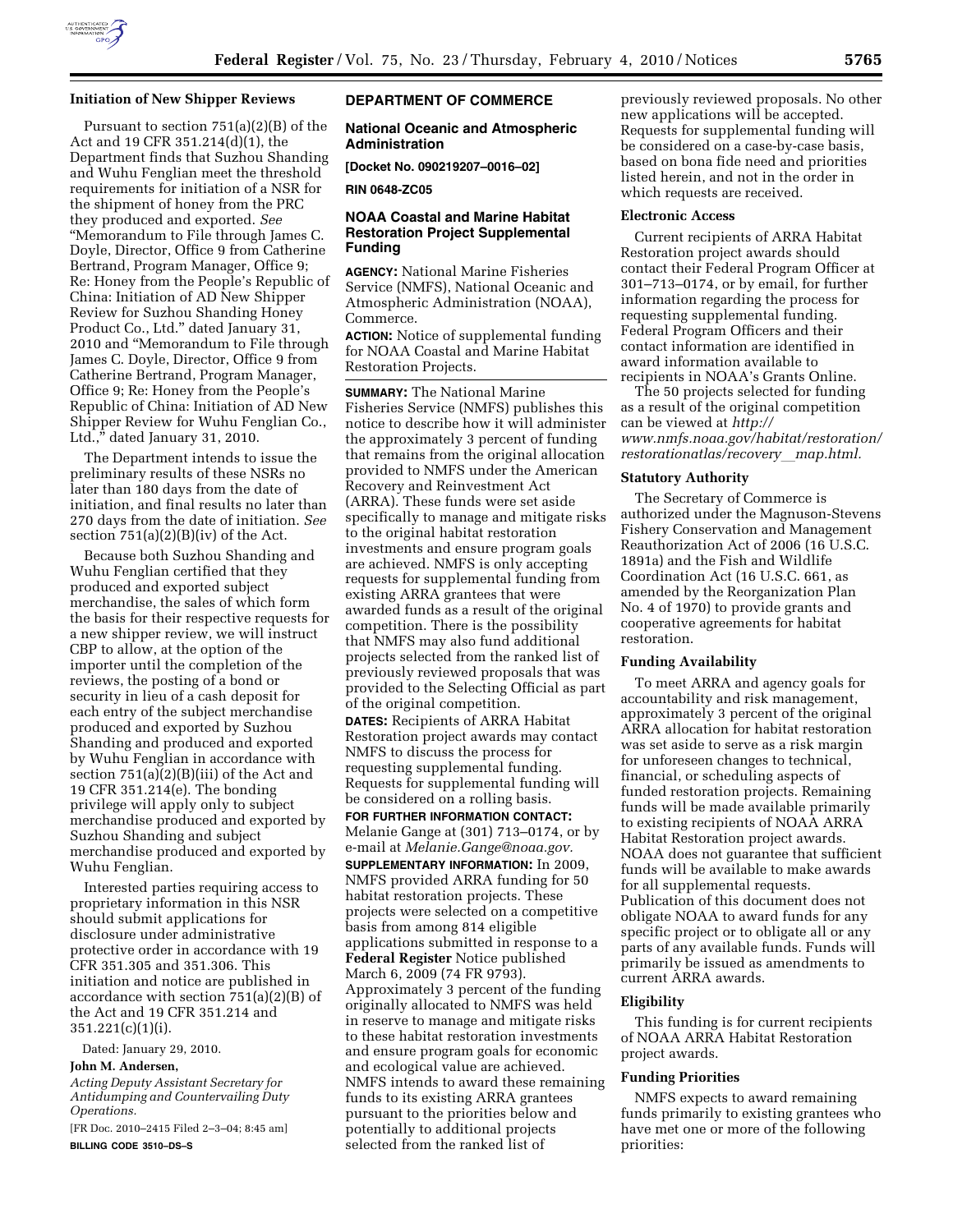## Initiation of New Shipper Reviews

Pursuant to section 751(a)(2)(B) of the Act and 19 CFR 351.214(d)(1), the Department finds that Suzhou Shanding and Wuhu Fenglian meet the threshold requirements for initiation of a NSR for the shipment of honey from the PRC they produced and exported. *See* "Memorandum to File through James C. Doyle, Director, Office 9 from Catherine Bertrand, Program Manager, Office 9; Re: Honey from the People's Republic of China: Initiation of AD New Shipper Review for Suzhou Shanding Honey Product Co., Ltd." dated January 31, 2010 and "Memorandum to File through James C. Doyle, Director, Office 9 from Catherine Bertrand, Program Manager, Office 9; Re: Honey from the People's Republic of China: Initiation of AD New Shipper Review for Wuhu Fenglian Co., Ltd.," dated January 31, 2010.

The Department intends to issue the preliminary results of these NSRs no later than 180 days from the date of initiation, and final results no later than 270 days from the date of initiation. *See* section 751(a)(2)(B)(iv) of the Act.

Because both Suzhou Shanding and Wuhu Fenglian certified that they produced and exported subject merchandise, the sales of which form the basis for their respective requests for a new shipper review, we will instruct CBP to allow, at the option of the importer until the completion of the reviews, the posting of a bond or security in lieu of a cash deposit for each entry of the subject merchandise produced and exported by Suzhou Shanding and produced and exported by Wuhu Fenglian in accordance with section 751(a)(2)(B)(iii) of the Act and 19 CFR 351.214(e). The bonding privilege will apply only to subject merchandise produced and exported by Suzhou Shanding and subject merchandise produced and exported by Wuhu Fenglian.

Interested parties requiring access to proprietary information in this NSR should submit applications for disclosure under administrative protective order in accordance with 19 CFR 351.305 and 351.306. This initiation and notice are published in accordance with section 751(a)(2)(B) of the Act and 19 CFR 351.214 and 351.221(c)(1)(i).

Dated: January 29, 2010.

**John M. Andersen,**

*Acting Deputy Assistant Secretary for Antidumping and Countervailing Duty Operations.*

[FR Doc. 2010–2415 Filed 2–3–04; 8:45 am]

**BILLING CODE 3510–DS–S**

## DEPARTMENT OF COMMERCE

### National Oceanic and Atmospheric Administration

**[Docket No. 090219207–0016–02]**

**RIN 0648–ZC05**

### NOAA Coastal and Marine Habitat Restoration Project Supplemental Funding

**AGENCY:** National Marine Fisheries Service (NMFS), National Oceanic and Atmospheric Administration (NOAA), Commerce.

**ACTION:** Notice of supplemental funding for NOAA Coastal and Marine Habitat Restoration Projects.

**SUMMARY:** The National Marine Fisheries Service (NMFS) publishes this notice to describe how it will administer the approximately 3 percent of funding that remains from the original allocation provided to NMFS under the American Recovery and Reinvestment Act (ARRA). These funds were set aside specifically to manage and mitigate risks to the original habitat restoration investments and ensure program goals are achieved. NMFS is only accepting requests for supplemental funding from existing ARRA grantees that were awarded funds as a result of the original competition. There is the possibility that NMFS may also fund additional projects selected from the ranked list of previously reviewed proposals that was provided to the Selecting Official as part of the original competition.

**DATES:** Recipients of ARRA Habitat Restoration project awards may contact NMFS to discuss the process for requesting supplemental funding. Requests for supplemental funding will be considered on a rolling basis.

**FOR FURTHER INFORMATION CONTACT:** Melanie Gange at (301) 713–0174, or by e-mail at *Melanie.Gange@noaa.gov.*

**SUPPLEMENTARY INFORMATION:** In 2009, NMFS provided ARRA funding for 50 habitat restoration projects. These projects were selected on a competitive basis from among 814 eligible applications submitted in response to a **Federal Register** Notice published March 6, 2009 (74 FR 9793). Approximately 3 percent of the funding originally allocated to NMFS was held in reserve to manage and mitigate risks to these habitat restoration investments and ensure program goals for economic and ecological value are achieved. NMFS intends to award these remaining funds to its existing ARRA grantees pursuant to the priorities below and potentially to additional projects selected from the ranked list of previously reviewed proposals. No other new applications will be accepted. Requests for supplemental funding will be considered on a case-by-case basis, based on bona fide need and priorities listed herein, and not in the order in which requests are received.

#### Electronic Access

Current recipients of ARRA Habitat Restoration project awards should contact their Federal Program Officer at 301–713–0174, or by email, for further information regarding the process for requesting supplemental funding. Federal Program Officers and their contact information are identified in award information available to recipients in NOAA's Grants Online.

The 50 projects selected for funding as a result of the original competition can be viewed at *http://www.nmfs.noaa.gov/habitat/restoration/restorationatlas/recovery_map.html.*

#### Statutory Authority

The Secretary of Commerce is authorized under the Magnuson-Stevens Fishery Conservation and Management Reauthorization Act of 2006 (16 U.S.C. 1891a) and the Fish and Wildlife Coordination Act (16 U.S.C. 661, as amended by the Reorganization Plan No. 4 of 1970) to provide grants and cooperative agreements for habitat restoration.

#### Funding Availability

To meet ARRA and agency goals for accountability and risk management, approximately 3 percent of the original ARRA allocation for habitat restoration was set aside to serve as a risk margin for unforeseen changes to technical, financial, or scheduling aspects of funded restoration projects. Remaining funds will be made available primarily to existing recipients of NOAA ARRA Habitat Restoration project awards. NOAA does not guarantee that sufficient funds will be available to make awards for all supplemental requests. Publication of this document does not obligate NOAA to award funds for any specific project or to obligate all or any parts of any available funds. Funds will primarily be issued as amendments to current ARRA awards.

#### Eligibility

This funding is for current recipients of NOAA ARRA Habitat Restoration project awards.

#### Funding Priorities

NMFS expects to award remaining funds primarily to existing grantees who have met one or more of the following priorities: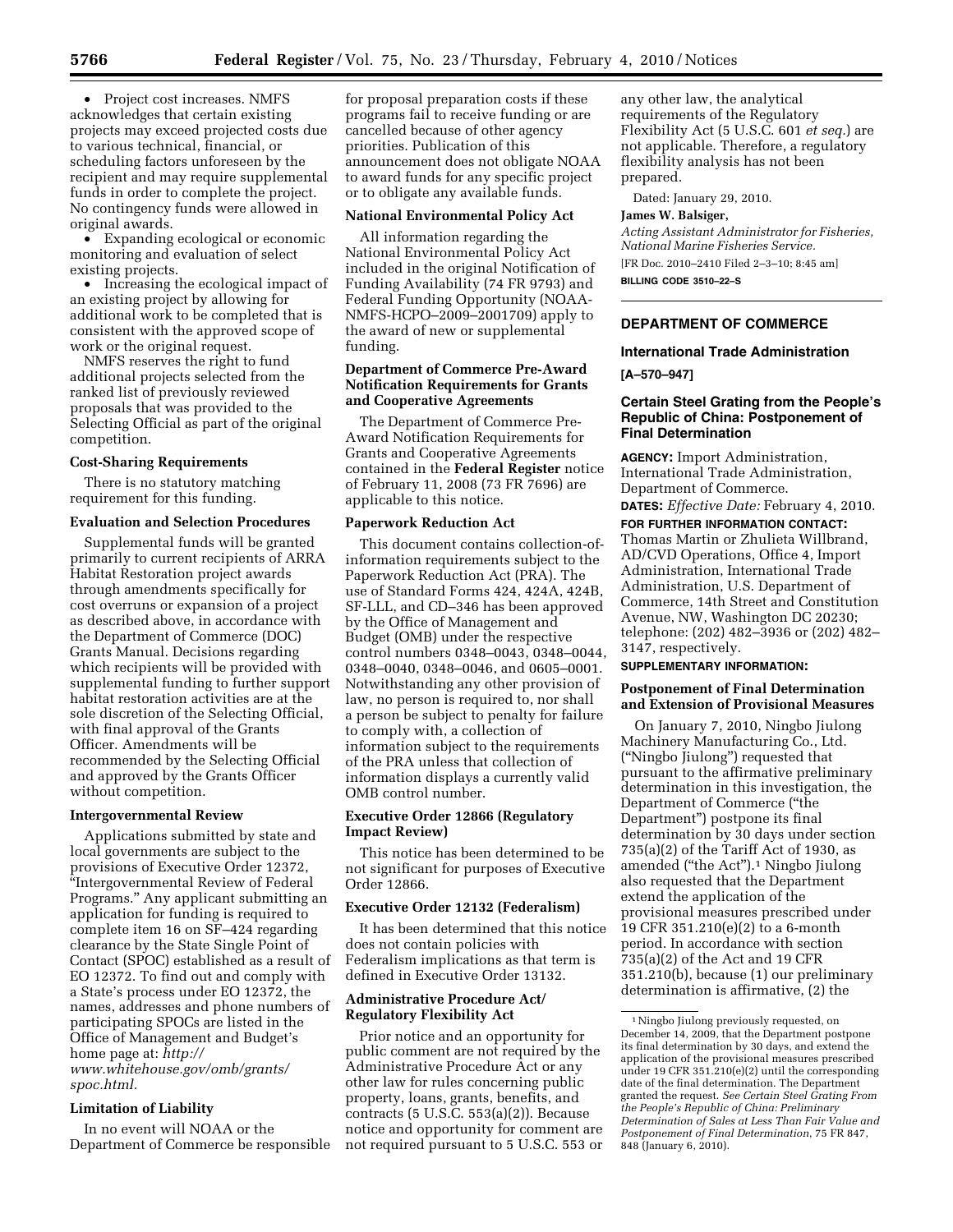- Project cost increases. NMFS acknowledges that certain existing projects may exceed projected costs due to various technical, financial, or scheduling factors unforeseen by the recipient and may require supplemental funds in order to complete the project. No contingency funds were allowed in original awards.
- Expanding ecological or economic monitoring and evaluation of select existing projects.
- Increasing the ecological impact of an existing project by allowing for additional work to be completed that is consistent with the approved scope of work or the original request.

NMFS reserves the right to fund additional projects selected from the ranked list of previously reviewed proposals that was provided to the Selecting Official as part of the original competition.

### Cost-Sharing Requirements

There is no statutory matching requirement for this funding.

### Evaluation and Selection Procedures

Supplemental funds will be granted primarily to current recipients of ARRA Habitat Restoration project awards through amendments specifically for cost overruns or expansion of a project as described above, in accordance with the Department of Commerce (DOC) Grants Manual. Decisions regarding which recipients will be provided with supplemental funding to further support habitat restoration activities are at the sole discretion of the Selecting Official, with final approval of the Grants Officer. Amendments will be recommended by the Selecting Official and approved by the Grants Officer without competition.

### Intergovernmental Review

Applications submitted by state and local governments are subject to the provisions of Executive Order 12372, "Intergovernmental Review of Federal Programs." Any applicant submitting an application for funding is required to complete item 16 on SF–424 regarding clearance by the State Single Point of Contact (SPOC) established as a result of EO 12372. To find out and comply with a State's process under EO 12372, the names, addresses and phone numbers of participating SPOCs are listed in the Office of Management and Budget's home page at: *http://www.whitehouse.gov/omb/grants/spoc.html.*

### Limitation of Liability

In no event will NOAA or the Department of Commerce be responsible for proposal preparation costs if these programs fail to receive funding or are cancelled because of other agency priorities. Publication of this announcement does not obligate NOAA to award funds for any specific project or to obligate any available funds.

### National Environmental Policy Act

All information regarding the National Environmental Policy Act included in the original Notification of Funding Availability (74 FR 9793) and Federal Funding Opportunity (NOAA-NMFS-HCPO–2009–2001709) apply to the award of new or supplemental funding.

### Department of Commerce Pre-Award Notification Requirements for Grants and Cooperative Agreements

The Department of Commerce Pre-Award Notification Requirements for Grants and Cooperative Agreements contained in the **Federal Register** notice of February 11, 2008 (73 FR 7696) are applicable to this notice.

### Paperwork Reduction Act

This document contains collection-of-information requirements subject to the Paperwork Reduction Act (PRA). The use of Standard Forms 424, 424A, 424B, SF-LLL, and CD–346 has been approved by the Office of Management and Budget (OMB) under the respective control numbers 0348–0043, 0348–0044, 0348–0040, 0348–0046, and 0605–0001. Notwithstanding any other provision of law, no person is required to, nor shall a person be subject to penalty for failure to comply with, a collection of information subject to the requirements of the PRA unless that collection of information displays a currently valid OMB control number.

### Executive Order 12866 (Regulatory Impact Review)

This notice has been determined to be not significant for purposes of Executive Order 12866.

### Executive Order 12132 (Federalism)

It has been determined that this notice does not contain policies with Federalism implications as that term is defined in Executive Order 13132.

### Administrative Procedure Act/Regulatory Flexibility Act

Prior notice and an opportunity for public comment are not required by the Administrative Procedure Act or any other law for rules concerning public property, loans, grants, benefits, and contracts (5 U.S.C. 553(a)(2)). Because notice and opportunity for comment are not required pursuant to 5 U.S.C. 553 or any other law, the analytical requirements of the Regulatory Flexibility Act (5 U.S.C. 601 *et seq.*) are not applicable. Therefore, a regulatory flexibility analysis has not been prepared.

Dated: January 29, 2010.

**James W. Balsiger,**

*Acting Assistant Administrator for Fisheries, National Marine Fisheries Service.*

[FR Doc. 2010–2410 Filed 2–3–10; 8:45 am]

**BILLING CODE 3510–22–S**

## DEPARTMENT OF COMMERCE

### International Trade Administration

**[A–570–947]**

### Certain Steel Grating from the People's Republic of China: Postponement of Final Determination

**AGENCY:** Import Administration, International Trade Administration, Department of Commerce.

**DATES:** *Effective Date:* February 4, 2010.

**FOR FURTHER INFORMATION CONTACT:** Thomas Martin or Zhulieta Willbrand, AD/CVD Operations, Office 4, Import Administration, International Trade Administration, U.S. Department of Commerce, 14th Street and Constitution Avenue, NW, Washington DC 20230; telephone: (202) 482–3936 or (202) 482–3147, respectively.

**SUPPLEMENTARY INFORMATION:**

### Postponement of Final Determination and Extension of Provisional Measures

On January 7, 2010, Ningbo Jiulong Machinery Manufacturing Co., Ltd. ("Ningbo Jiulong") requested that pursuant to the affirmative preliminary determination in this investigation, the Department of Commerce ("the Department") postpone its final determination by 30 days under section 735(a)(2) of the Tariff Act of 1930, as amended ("the Act").[1] Ningbo Jiulong also requested that the Department extend the application of the provisional measures prescribed under 19 CFR 351.210(e)(2) to a 6-month period. In accordance with section 735(a)(2) of the Act and 19 CFR 351.210(b), because (1) our preliminary determination is affirmative, (2) the

[1] Ningbo Jiulong previously requested, on December 14, 2009, that the Department postpone its final determination by 30 days, and extend the application of the provisional measures prescribed under 19 CFR 351.210(e)(2) until the corresponding date of the final determination. The Department granted the request. *See Certain Steel Grating From the People's Republic of China: Preliminary Determination of Sales at Less Than Fair Value and Postponement of Final Determination*, 75 FR 847, 848 (January 6, 2010).